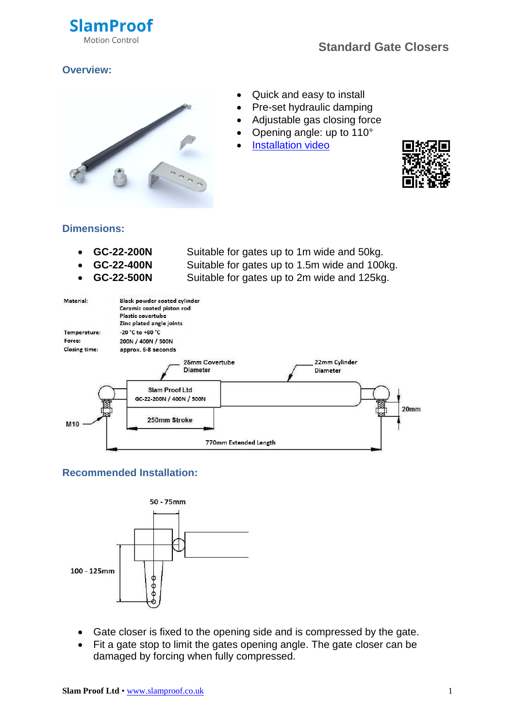**SlamProof**
Motion Control

# Standard Gate Closers

## Overview:

- Quick and easy to install
- Pre-set hydraulic damping
- Adjustable gas closing force
- Opening angle: up to 110°
- Installation video

## Dimensions:

- **GC-22-200N** Suitable for gates up to 1m wide and 50kg.
- **GC-22-400N** Suitable for gates up to 1.5m wide and 100kg.
- **GC-22-500N** Suitable for gates up to 2m wide and 125kg.

| | |
|---|---|
| Material: | Black powder coated cylinder<br>Ceramic coated piston rod<br>Plastic covertube<br>Zinc plated angle joints |
| Temperature: | -20 °C to +80 °C |
| Force: | 200N / 400N / 500N |
| Closing time: | approx. 6-8 seconds |

25mm Covertube Diameter
22mm Cylinder Diameter
Slam Proof Ltd
GC-22-200N / 400N / 500N
250mm Stroke
20mm
M10
770mm Extended Length

## Recommended Installation:

50 - 75mm
100 - 125mm

- Gate closer is fixed to the opening side and is compressed by the gate.
- Fit a gate stop to limit the gates opening angle. The gate closer can be damaged by forcing when fully compressed.

**Slam Proof Ltd** • www.slamproof.co.uk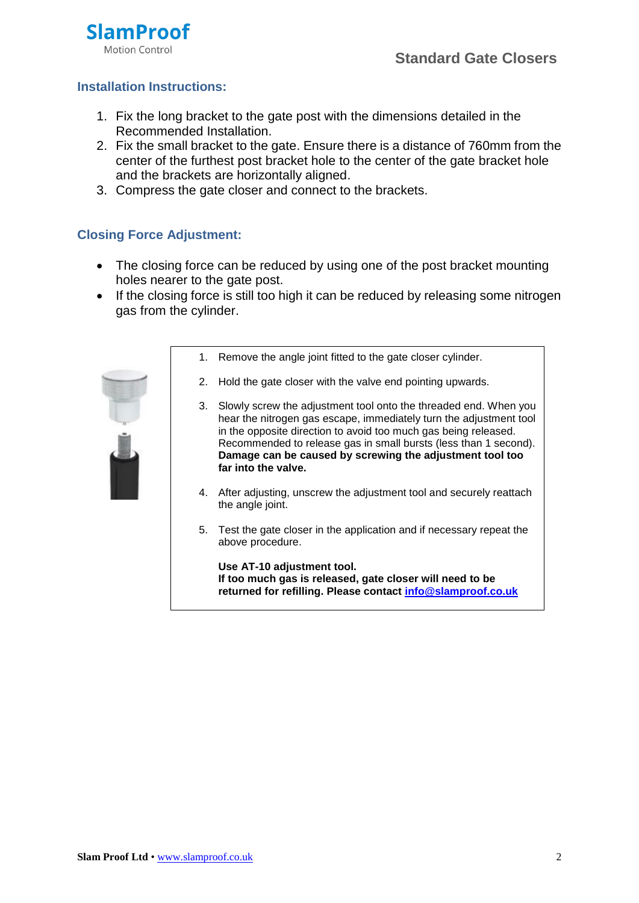## Installation Instructions:

1. Fix the long bracket to the gate post with the dimensions detailed in the Recommended Installation.
2. Fix the small bracket to the gate. Ensure there is a distance of 760mm from the center of the furthest post bracket hole to the center of the gate bracket hole and the brackets are horizontally aligned.
3. Compress the gate closer and connect to the brackets.

## Closing Force Adjustment:

- The closing force can be reduced by using one of the post bracket mounting holes nearer to the gate post.
- If the closing force is still too high it can be reduced by releasing some nitrogen gas from the cylinder.

1. Remove the angle joint fitted to the gate closer cylinder.
2. Hold the gate closer with the valve end pointing upwards.
3. Slowly screw the adjustment tool onto the threaded end. When you hear the nitrogen gas escape, immediately turn the adjustment tool in the opposite direction to avoid too much gas being released. Recommended to release gas in small bursts (less than 1 second). **Damage can be caused by screwing the adjustment tool too far into the valve.**
4. After adjusting, unscrew the adjustment tool and securely reattach the angle joint.
5. Test the gate closer in the application and if necessary repeat the above procedure.

**Use AT-10 adjustment tool.**
**If too much gas is released, gate closer will need to be returned for refilling. Please contact info@slamproof.co.uk**